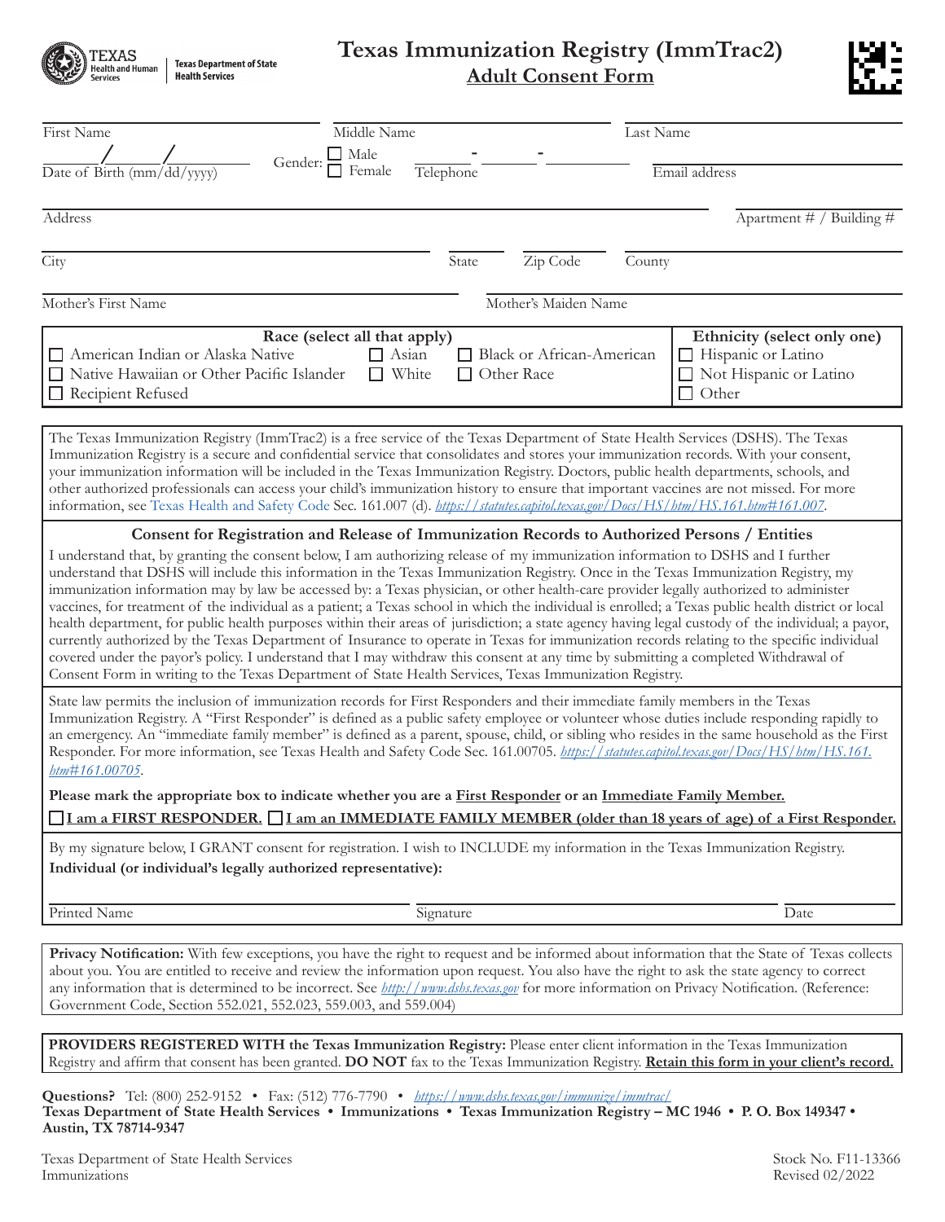Texas Health and Human Services | Texas Department of State Health Services

# Texas Immunization Registry (ImmTrac2)

## Adult Consent Form

First Name ____________ Middle Name ____________ Last Name ____________

Date of Birth (mm/dd/yyyy) ____/____/______ Gender: ☐ Male ☐ Female Telephone ____-____-______ Email address ____________

Address ____________ Apartment # / Building # ____________

City ____________ State ______ Zip Code ______ County ____________

Mother's First Name ____________ Mother's Maiden Name ____________

| Race (select all that apply) | | | Ethnicity (select only one) |
|---|---|---|---|
| ☐ American Indian or Alaska Native | ☐ Asian | ☐ Black or African-American | ☐ Hispanic or Latino |
| ☐ Native Hawaiian or Other Pacific Islander | ☐ White | ☐ Other Race | ☐ Not Hispanic or Latino |
| ☐ Recipient Refused | | | ☐ Other |

The Texas Immunization Registry (ImmTrac2) is a free service of the Texas Department of State Health Services (DSHS). The Texas Immunization Registry is a secure and confidential service that consolidates and stores your immunization records. With your consent, your immunization information will be included in the Texas Immunization Registry. Doctors, public health departments, schools, and other authorized professionals can access your child's immunization history to ensure that important vaccines are not missed. For more information, see Texas Health and Safety Code Sec. 161.007 (d). *https://statutes.capitol.texas.gov/Docs/HS/htm/HS.161.htm#161.007*.

### Consent for Registration and Release of Immunization Records to Authorized Persons / Entities

I understand that, by granting the consent below, I am authorizing release of my immunization information to DSHS and I further understand that DSHS will include this information in the Texas Immunization Registry. Once in the Texas Immunization Registry, my immunization information may by law be accessed by: a Texas physician, or other health-care provider legally authorized to administer vaccines, for treatment of the individual as a patient; a Texas school in which the individual is enrolled; a Texas public health district or local health department, for public health purposes within their areas of jurisdiction; a state agency having legal custody of the individual; a payor, currently authorized by the Texas Department of Insurance to operate in Texas for immunization records relating to the specific individual covered under the payor's policy. I understand that I may withdraw this consent at any time by submitting a completed Withdrawal of Consent Form in writing to the Texas Department of State Health Services, Texas Immunization Registry.

State law permits the inclusion of immunization records for First Responders and their immediate family members in the Texas Immunization Registry. A "First Responder" is defined as a public safety employee or volunteer whose duties include responding rapidly to an emergency. An "immediate family member" is defined as a parent, spouse, child, or sibling who resides in the same household as the First Responder. For more information, see Texas Health and Safety Code Sec. 161.00705. *https://statutes.capitol.texas.gov/Docs/HS/htm/HS.161.htm#161.00705*.

**Please mark the appropriate box to indicate whether you are a First Responder or an Immediate Family Member.**

☐ **I am a FIRST RESPONDER.** ☐ **I am an IMMEDIATE FAMILY MEMBER (older than 18 years of age) of a First Responder.**

By my signature below, I GRANT consent for registration. I wish to INCLUDE my information in the Texas Immunization Registry.

**Individual (or individual's legally authorized representative):**

Printed Name ____________ Signature ____________ Date ____________

**Privacy Notification:** With few exceptions, you have the right to request and be informed about information that the State of Texas collects about you. You are entitled to receive and review the information upon request. You also have the right to ask the state agency to correct any information that is determined to be incorrect. See *http://www.dshs.texas.gov* for more information on Privacy Notification. (Reference: Government Code, Section 552.021, 552.023, 559.003, and 559.004)

**PROVIDERS REGISTERED WITH the Texas Immunization Registry:** Please enter client information in the Texas Immunization Registry and affirm that consent has been granted. **DO NOT** fax to the Texas Immunization Registry. **Retain this form in your client's record.**

**Questions?** Tel: (800) 252-9152 • Fax: (512) 776-7790 • *https://www.dshs.texas.gov/immunize/immtrac/*

**Texas Department of State Health Services • Immunizations • Texas Immunization Registry – MC 1946 • P. O. Box 149347 • Austin, TX 78714-9347**

Texas Department of State Health Services
Immunizations

Stock No. F11-13366
Revised 02/2022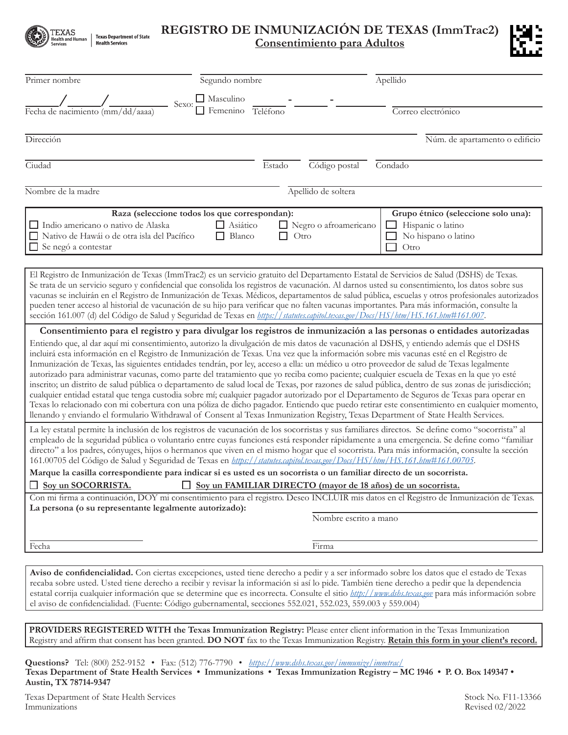# REGISTRO DE INMUNIZACIÓN DE TEXAS (ImmTrac2)

## Consentimiento para Adultos

Primer nombre ____________ Segundo nombre ____________ Apellido ____________

Fecha de nacimiento (mm/dd/aaaa) ___/___/_____ Sexo: ☐ Masculino ☐ Femenino Teléfono ___-___-___ Correo electrónico ____________

Dirección ____________ Núm. de apartamento o edificio ____________

Ciudad ____________ Estado ____________ Código postal ____________ Condado ____________

Nombre de la madre ____________ Apellido de soltera ____________

| Raza (seleccione todos los que correspondan): | | | Grupo étnico (seleccione solo una): |
|---|---|---|---|
| ☐ Indio americano o nativo de Alaska | ☐ Asiático | ☐ Negro o afroamericano | ☐ Hispanic o latino |
| ☐ Nativo de Hawái o de otra isla del Pacífico | ☐ Blanco | ☐ Otro | ☐ No hispano o latino |
| ☐ Se negó a contestar | | | ☐ Otro |

El Registro de Inmunización de Texas (ImmTrac2) es un servicio gratuito del Departamento Estatal de Servicios de Salud (DSHS) de Texas. Se trata de un servicio seguro y confidencial que consolida los registros de vacunación. Al darnos usted su consentimiento, los datos sobre sus vacunas se incluirán en el Registro de Inmunización de Texas. Médicos, departamentos de salud pública, escuelas y otros profesionales autorizados pueden tener acceso al historial de vacunación de su hijo para verificar que no falten vacunas importantes. Para más información, consulte la sección 161.007 (d) del Código de Salud y Seguridad de Texas en *https://statutes.capitol.texas.gov/Docs/HS/htm/HS.161.htm#161.007*.

### Consentimiento para el registro y para divulgar los registros de inmunización a las personas o entidades autorizadas

Entiendo que, al dar aquí mi consentimiento, autorizo la divulgación de mis datos de vacunación al DSHS, y entiendo además que el DSHS incluirá esta información en el Registro de Inmunización de Texas. Una vez que la información sobre mis vacunas esté en el Registro de Inmunización de Texas, las siguientes entidades tendrán, por ley, acceso a ella: un médico u otro proveedor de salud de Texas legalmente autorizado para administrar vacunas, como parte del tratamiento que yo reciba como paciente; cualquier escuela de Texas en la que yo esté inscrito; un distrito de salud pública o departamento de salud local de Texas, por razones de salud pública, dentro de sus zonas de jurisdicción; cualquier entidad estatal que tenga custodia sobre mí; cualquier pagador autorizado por el Departamento de Seguros de Texas para operar en Texas lo relacionado con mi cobertura con una póliza de dicho pagador. Entiendo que puedo retirar este consentimiento en cualquier momento, llenando y enviando el formulario Withdrawal of Consent al Texas Inmunization Registry, Texas Department of State Health Services.

La ley estatal permite la inclusión de los registros de vacunación de los socorristas y sus familiares directos. Se define como "socorrista" al empleado de la seguridad pública o voluntario entre cuyas funciones está responder rápidamente a una emergencia. Se define como "familiar directo" a los padres, cónyuges, hijos o hermanos que viven en el mismo hogar que el socorrista. Para más información, consulte la sección 161.00705 del Código de Salud y Seguridad de Texas en *https://statutes.capitol.texas.gov/Docs/HS/htm/HS.161.htm#161.00705*.

**Marque la casilla correspondiente para indicar si es usted es un socorrista o un familiar directo de un socorrista.**

☐ **Soy un SOCORRISTA.** ☐ **Soy un FAMILIAR DIRECTO (mayor de 18 años) de un socorrista.**

Con mi firma a continuación, DOY mi consentimiento para el registro. Deseo INCLUIR mis datos en el Registro de Inmunización de Texas.
**La persona (o su representante legalmente autorizado):**

Nombre escrito a mano ____________

Fecha ____________ Firma ____________

**Aviso de confidencialidad.** Con ciertas excepciones, usted tiene derecho a pedir y a ser informado sobre los datos que el estado de Texas recaba sobre usted. Usted tiene derecho a recibir y revisar la información si así lo pide. También tiene derecho a pedir que la dependencia estatal corrija cualquier información que se determine que es incorrecta. Consulte el sitio *http://www.dshs.texas.gov* para más información sobre el aviso de confidencialidad. (Fuente: Código gubernamental, secciones 552.021, 552.023, 559.003 y 559.004)

**PROVIDERS REGISTERED WITH the Texas Immunization Registry:** Please enter client information in the Texas Immunization Registry and affirm that consent has been granted. **DO NOT** fax to the Texas Immunization Registry. **Retain this form in your client's record.**

**Questions?** Tel: (800) 252-9152 • Fax: (512) 776-7790 • *https://www.dshs.texas.gov/immunize/immtrac/*
**Texas Department of State Health Services • Immunizations • Texas Immunization Registry – MC 1946 • P. O. Box 149347 • Austin, TX 78714-9347**

Texas Department of State Health Services
Immunizations

Stock No. F11-13366
Revised 02/2022